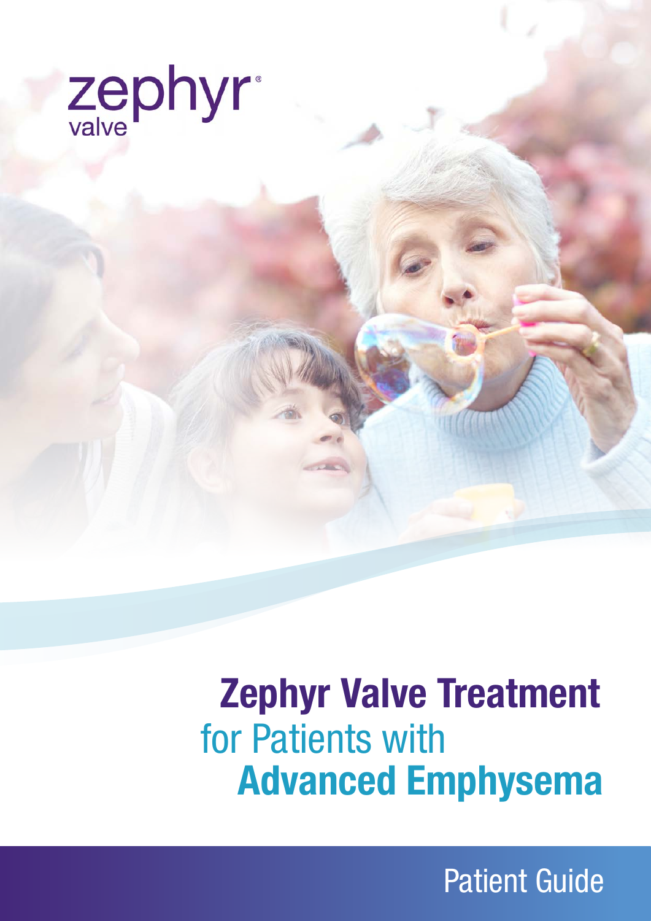zephyr® valve

# Zephyr Valve Treatment for Patients with Advanced Emphysema

Patient Guide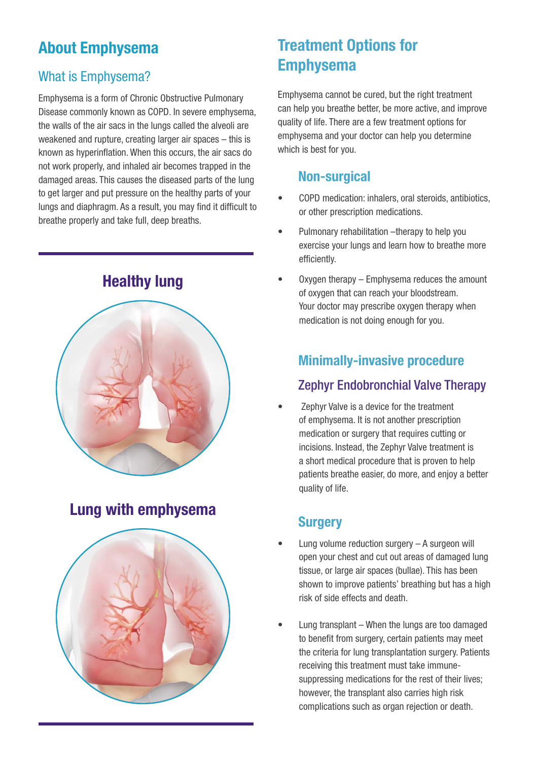## About Emphysema

### What is Emphysema?

Emphysema is a form of Chronic Obstructive Pulmonary Disease commonly known as COPD. In severe emphysema, the walls of the air sacs in the lungs called the alveoli are weakened and rupture, creating larger air spaces – this is known as hyperinflation. When this occurs, the air sacs do not work properly, and inhaled air becomes trapped in the damaged areas. This causes the diseased parts of the lung to get larger and put pressure on the healthy parts of your lungs and diaphragm. As a result, you may find it difficult to breathe properly and take full, deep breaths.

**Healthy lung**

**Lung with emphysema**

## Treatment Options for Emphysema

Emphysema cannot be cured, but the right treatment can help you breathe better, be more active, and improve quality of life. There are a few treatment options for emphysema and your doctor can help you determine which is best for you.

### Non-surgical

- COPD medication: inhalers, oral steroids, antibiotics, or other prescription medications.
- Pulmonary rehabilitation –therapy to help you exercise your lungs and learn how to breathe more efficiently.
- Oxygen therapy – Emphysema reduces the amount of oxygen that can reach your bloodstream. Your doctor may prescribe oxygen therapy when medication is not doing enough for you.

### Minimally-invasive procedure

#### Zephyr Endobronchial Valve Therapy

- Zephyr Valve is a device for the treatment of emphysema. It is not another prescription medication or surgery that requires cutting or incisions. Instead, the Zephyr Valve treatment is a short medical procedure that is proven to help patients breathe easier, do more, and enjoy a better quality of life.

### Surgery

- Lung volume reduction surgery – A surgeon will open your chest and cut out areas of damaged lung tissue, or large air spaces (bullae). This has been shown to improve patients' breathing but has a high risk of side effects and death.
- Lung transplant – When the lungs are too damaged to benefit from surgery, certain patients may meet the criteria for lung transplantation surgery. Patients receiving this treatment must take immune-suppressing medications for the rest of their lives; however, the transplant also carries high risk complications such as organ rejection or death.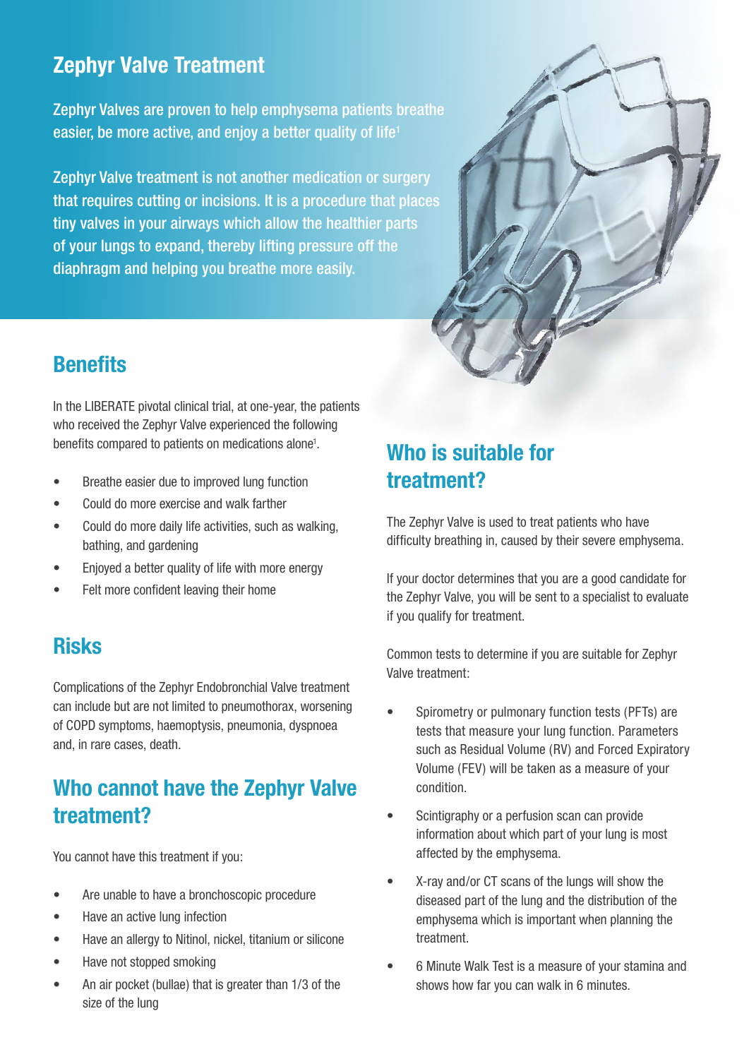# Zephyr Valve Treatment

Zephyr Valves are proven to help emphysema patients breathe easier, be more active, and enjoy a better quality of life[1]

Zephyr Valve treatment is not another medication or surgery that requires cutting or incisions. It is a procedure that places tiny valves in your airways which allow the healthier parts of your lungs to expand, thereby lifting pressure off the diaphragm and helping you breathe more easily.

## Benefits

In the LIBERATE pivotal clinical trial, at one-year, the patients who received the Zephyr Valve experienced the following benefits compared to patients on medications alone[1].

- Breathe easier due to improved lung function
- Could do more exercise and walk farther
- Could do more daily life activities, such as walking, bathing, and gardening
- Enjoyed a better quality of life with more energy
- Felt more confident leaving their home

## Risks

Complications of the Zephyr Endobronchial Valve treatment can include but are not limited to pneumothorax, worsening of COPD symptoms, haemoptysis, pneumonia, dyspnoea and, in rare cases, death.

## Who cannot have the Zephyr Valve treatment?

You cannot have this treatment if you:

- Are unable to have a bronchoscopic procedure
- Have an active lung infection
- Have an allergy to Nitinol, nickel, titanium or silicone
- Have not stopped smoking
- An air pocket (bullae) that is greater than 1/3 of the size of the lung

## Who is suitable for treatment?

The Zephyr Valve is used to treat patients who have difficulty breathing in, caused by their severe emphysema.

If your doctor determines that you are a good candidate for the Zephyr Valve, you will be sent to a specialist to evaluate if you qualify for treatment.

Common tests to determine if you are suitable for Zephyr Valve treatment:

- Spirometry or pulmonary function tests (PFTs) are tests that measure your lung function. Parameters such as Residual Volume (RV) and Forced Expiratory Volume (FEV) will be taken as a measure of your condition.
- Scintigraphy or a perfusion scan can provide information about which part of your lung is most affected by the emphysema.
- X-ray and/or CT scans of the lungs will show the diseased part of the lung and the distribution of the emphysema which is important when planning the treatment.
- 6 Minute Walk Test is a measure of your stamina and shows how far you can walk in 6 minutes.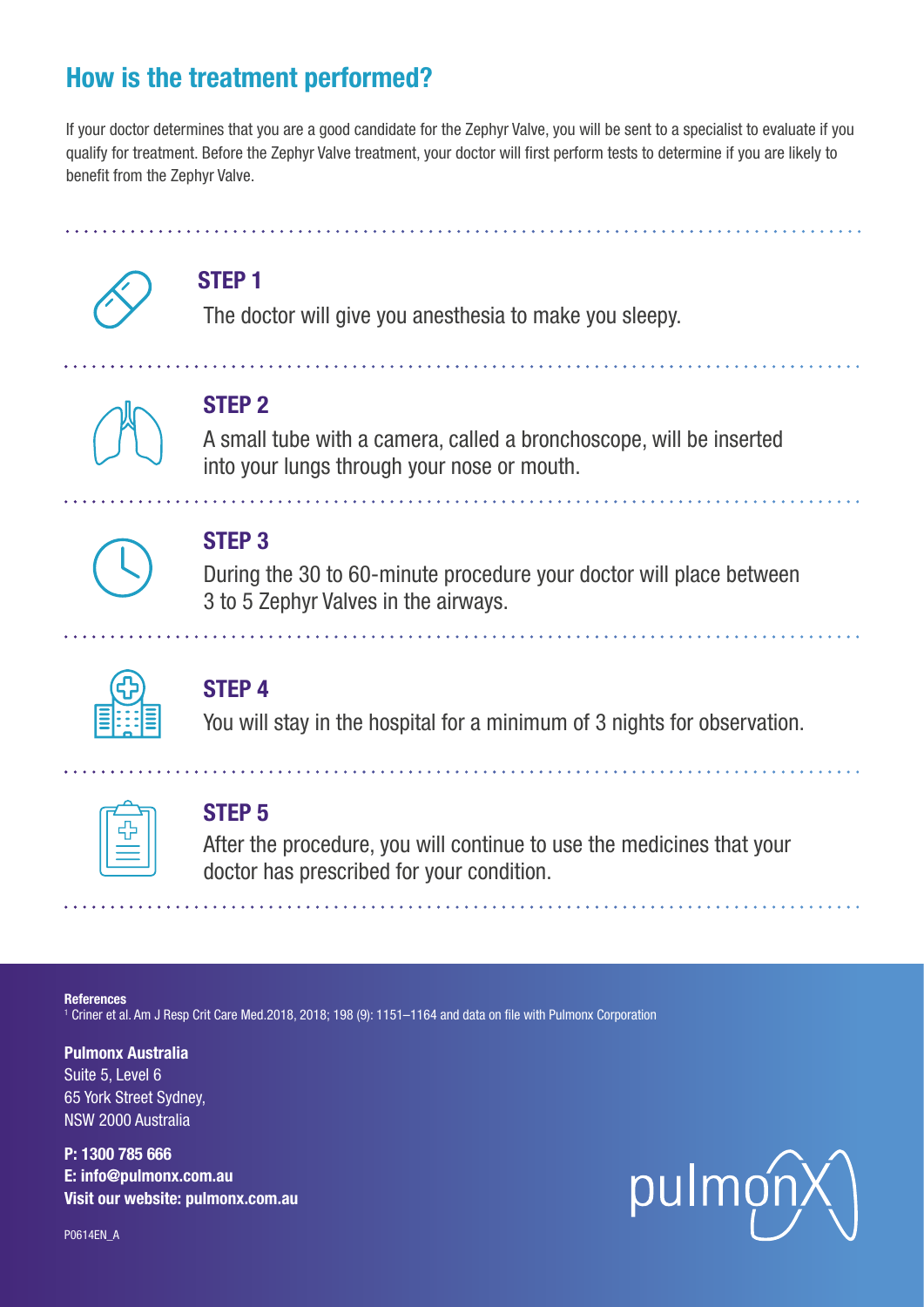## How is the treatment performed?

If your doctor determines that you are a good candidate for the Zephyr Valve, you will be sent to a specialist to evaluate if you qualify for treatment. Before the Zephyr Valve treatment, your doctor will first perform tests to determine if you are likely to benefit from the Zephyr Valve.

### STEP 1

The doctor will give you anesthesia to make you sleepy.

### STEP 2

A small tube with a camera, called a bronchoscope, will be inserted into your lungs through your nose or mouth.

### STEP 3

During the 30 to 60-minute procedure your doctor will place between 3 to 5 Zephyr Valves in the airways.

### STEP 4

You will stay in the hospital for a minimum of 3 nights for observation.

### STEP 5

After the procedure, you will continue to use the medicines that your doctor has prescribed for your condition.

**References**

[1] Criner et al. Am J Resp Crit Care Med.2018, 2018; 198 (9): 1151–1164 and data on file with Pulmonx Corporation

**Pulmonx Australia**
Suite 5, Level 6
65 York Street Sydney,
NSW 2000 Australia

**P: 1300 785 666**
**E: info@pulmonx.com.au**
**Visit our website: pulmonx.com.au**

pulmonx

P0614EN_A